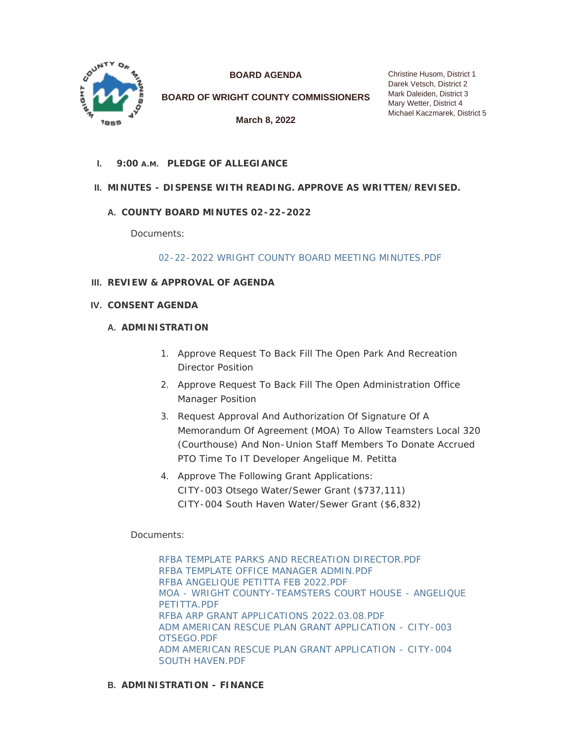**BOARD AGENDA**

**BOARD OF WRIGHT COUNTY COMMISSIONERS**

**March 8, 2022**

Christine Husom, District 1
Darek Vetsch, District 2
Mark Daleiden, District 3
Mary Wetter, District 4
Michael Kaczmarek, District 5

## I. 9:00 A.M. PLEDGE OF ALLEGIANCE

## II. MINUTES - DISPENSE WITH READING. APPROVE AS WRITTEN/REVISED.

### A. COUNTY BOARD MINUTES 02-22-2022

Documents:

02-22-2022 WRIGHT COUNTY BOARD MEETING MINUTES.PDF

## III. REVIEW & APPROVAL OF AGENDA

## IV. CONSENT AGENDA

### A. ADMINISTRATION

1. Approve Request To Back Fill The Open Park And Recreation Director Position
2. Approve Request To Back Fill The Open Administration Office Manager Position
3. Request Approval And Authorization Of Signature Of A Memorandum Of Agreement (MOA) To Allow Teamsters Local 320 (Courthouse) And Non-Union Staff Members To Donate Accrued PTO Time To IT Developer Angelique M. Petitta
4. Approve The Following Grant Applications:
   CITY-003 Otsego Water/Sewer Grant ($737,111)
   CITY-004 South Haven Water/Sewer Grant ($6,832)

Documents:

RFBA TEMPLATE PARKS AND RECREATION DIRECTOR.PDF
RFBA TEMPLATE OFFICE MANAGER ADMIN.PDF
RFBA ANGELIQUE PETITTA FEB 2022.PDF
MOA - WRIGHT COUNTY-TEAMSTERS COURT HOUSE - ANGELIQUE PETITTA.PDF
RFBA ARP GRANT APPLICATIONS 2022.03.08.PDF
ADM AMERICAN RESCUE PLAN GRANT APPLICATION - CITY-003 OTSEGO.PDF
ADM AMERICAN RESCUE PLAN GRANT APPLICATION - CITY-004 SOUTH HAVEN.PDF

### B. ADMINISTRATION - FINANCE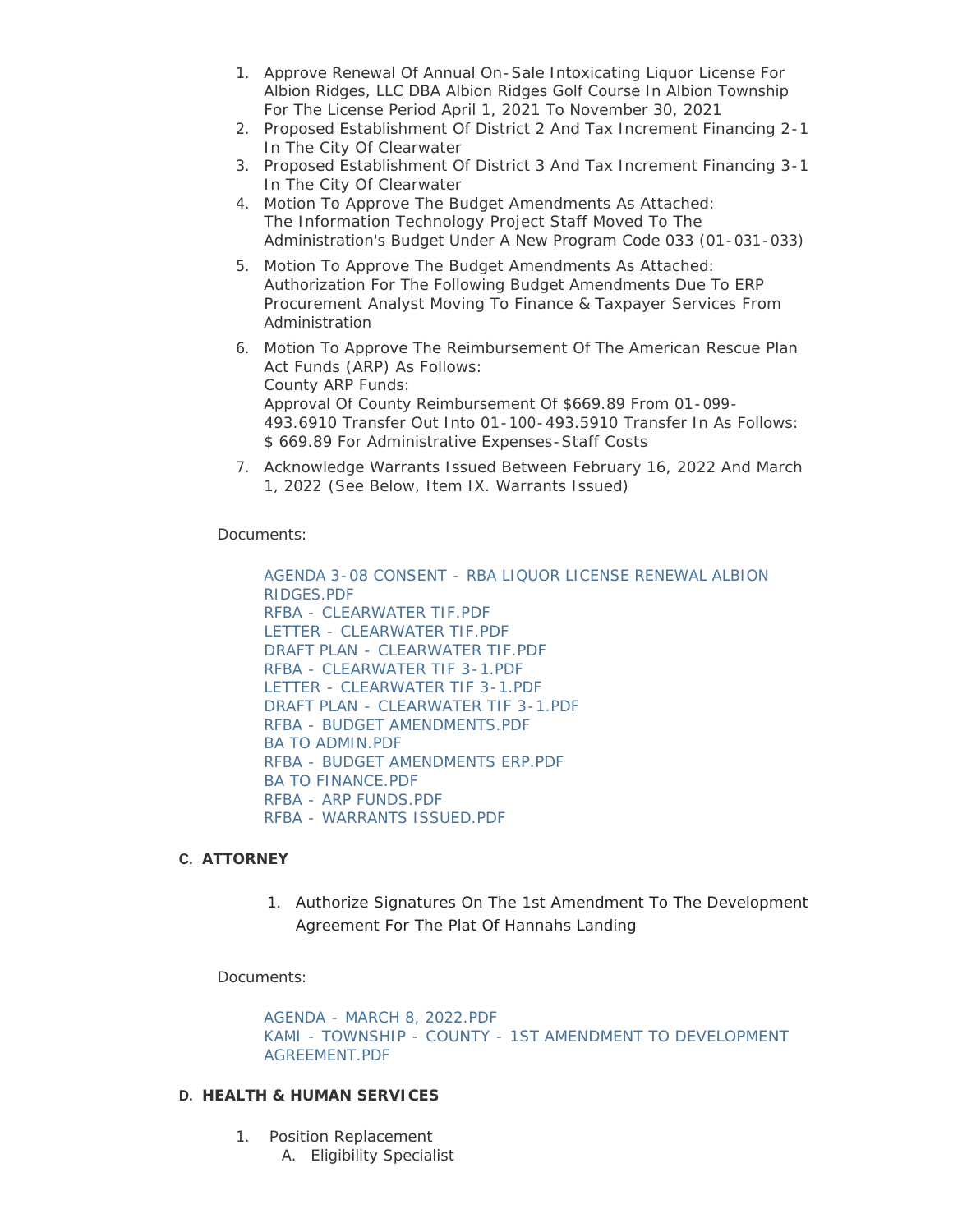1. Approve Renewal Of Annual On-Sale Intoxicating Liquor License For Albion Ridges, LLC DBA Albion Ridges Golf Course In Albion Township For The License Period April 1, 2021 To November 30, 2021
2. Proposed Establishment Of District 2 And Tax Increment Financing 2-1 In The City Of Clearwater
3. Proposed Establishment Of District 3 And Tax Increment Financing 3-1 In The City Of Clearwater
4. Motion To Approve The Budget Amendments As Attached:
   The Information Technology Project Staff Moved To The Administration's Budget Under A New Program Code 033 (01-031-033)
5. Motion To Approve The Budget Amendments As Attached:
   Authorization For The Following Budget Amendments Due To ERP Procurement Analyst Moving To Finance & Taxpayer Services From Administration
6. Motion To Approve The Reimbursement Of The American Rescue Plan Act Funds (ARP) As Follows:
   County ARP Funds:
   Approval Of County Reimbursement Of $669.89 From 01-099-493.6910 Transfer Out Into 01-100-493.5910 Transfer In As Follows:
   $ 669.89 For Administrative Expenses-Staff Costs
7. Acknowledge Warrants Issued Between February 16, 2022 And March 1, 2022 (See Below, Item IX. Warrants Issued)

Documents:

AGENDA 3-08 CONSENT - RBA LIQUOR LICENSE RENEWAL ALBION RIDGES.PDF
RFBA - CLEARWATER TIF.PDF
LETTER - CLEARWATER TIF.PDF
DRAFT PLAN - CLEARWATER TIF.PDF
RFBA - CLEARWATER TIF 3-1.PDF
LETTER - CLEARWATER TIF 3-1.PDF
DRAFT PLAN - CLEARWATER TIF 3-1.PDF
RFBA - BUDGET AMENDMENTS.PDF
BA TO ADMIN.PDF
RFBA - BUDGET AMENDMENTS ERP.PDF
BA TO FINANCE.PDF
RFBA - ARP FUNDS.PDF
RFBA - WARRANTS ISSUED.PDF

## C. ATTORNEY

1. Authorize Signatures On The 1st Amendment To The Development Agreement For The Plat Of Hannahs Landing

Documents:

AGENDA - MARCH 8, 2022.PDF
KAMI - TOWNSHIP - COUNTY - 1ST AMENDMENT TO DEVELOPMENT AGREEMENT.PDF

## D. HEALTH & HUMAN SERVICES

1. Position Replacement
   A. Eligibility Specialist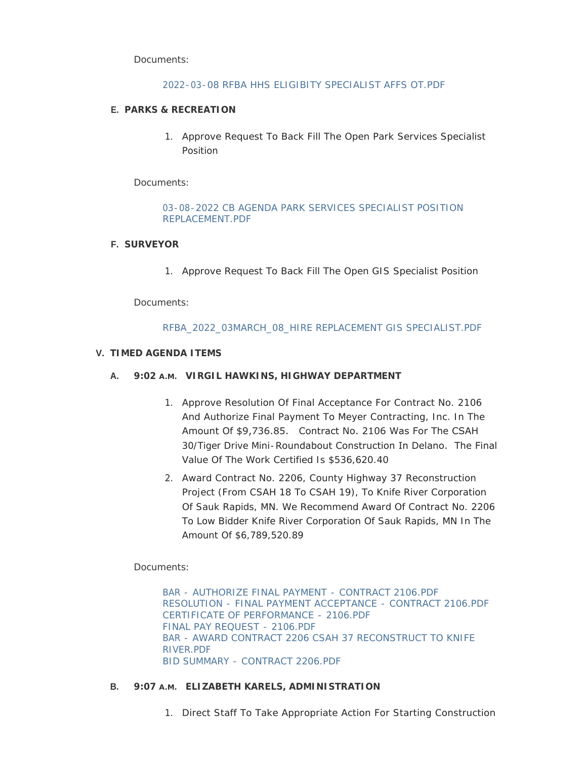Documents:

2022-03-08 RFBA HHS ELIGIBITY SPECIALIST AFFS OT.PDF

**E. PARKS & RECREATION**

1. Approve Request To Back Fill The Open Park Services Specialist Position

Documents:

03-08-2022 CB AGENDA PARK SERVICES SPECIALIST POSITION REPLACEMENT.PDF

**F. SURVEYOR**

1. Approve Request To Back Fill The Open GIS Specialist Position

Documents:

RFBA_2022_03MARCH_08_HIRE REPLACEMENT GIS SPECIALIST.PDF

## V. TIMED AGENDA ITEMS

### A. 9:02 A.M. VIRGIL HAWKINS, HIGHWAY DEPARTMENT

1. Approve Resolution Of Final Acceptance For Contract No. 2106 And Authorize Final Payment To Meyer Contracting, Inc. In The Amount Of $9,736.85. Contract No. 2106 Was For The CSAH 30/Tiger Drive Mini-Roundabout Construction In Delano. The Final Value Of The Work Certified Is $536,620.40
2. Award Contract No. 2206, County Highway 37 Reconstruction Project (From CSAH 18 To CSAH 19), To Knife River Corporation Of Sauk Rapids, MN. We Recommend Award Of Contract No. 2206 To Low Bidder Knife River Corporation Of Sauk Rapids, MN In The Amount Of $6,789,520.89

Documents:

BAR - AUTHORIZE FINAL PAYMENT - CONTRACT 2106.PDF
RESOLUTION - FINAL PAYMENT ACCEPTANCE - CONTRACT 2106.PDF
CERTIFICATE OF PERFORMANCE - 2106.PDF
FINAL PAY REQUEST - 2106.PDF
BAR - AWARD CONTRACT 2206 CSAH 37 RECONSTRUCT TO KNIFE RIVER.PDF
BID SUMMARY - CONTRACT 2206.PDF

### B. 9:07 A.M. ELIZABETH KARELS, ADMINISTRATION

1. Direct Staff To Take Appropriate Action For Starting Construction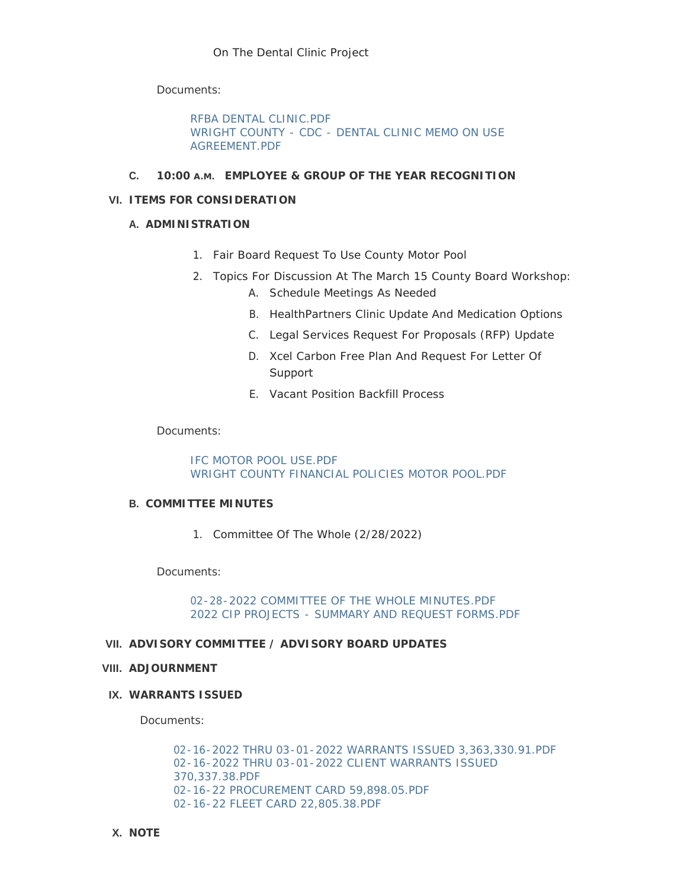On The Dental Clinic Project

Documents:

RFBA DENTAL CLINIC.PDF
WRIGHT COUNTY - CDC - DENTAL CLINIC MEMO ON USE AGREEMENT.PDF

C. **10:00 A.M. EMPLOYEE & GROUP OF THE YEAR RECOGNITION**

## VI. ITEMS FOR CONSIDERATION

### A. ADMINISTRATION

1. Fair Board Request To Use County Motor Pool
2. Topics For Discussion At The March 15 County Board Workshop:
   A. Schedule Meetings As Needed
   B. HealthPartners Clinic Update And Medication Options
   C. Legal Services Request For Proposals (RFP) Update
   D. Xcel Carbon Free Plan And Request For Letter Of Support
   E. Vacant Position Backfill Process

Documents:

IFC MOTOR POOL USE.PDF
WRIGHT COUNTY FINANCIAL POLICIES MOTOR POOL.PDF

### B. COMMITTEE MINUTES

1. Committee Of The Whole (2/28/2022)

Documents:

02-28-2022 COMMITTEE OF THE WHOLE MINUTES.PDF
2022 CIP PROJECTS - SUMMARY AND REQUEST FORMS.PDF

## VII. ADVISORY COMMITTEE / ADVISORY BOARD UPDATES

## VIII. ADJOURNMENT

## IX. WARRANTS ISSUED

Documents:

02-16-2022 THRU 03-01-2022 WARRANTS ISSUED 3,363,330.91.PDF
02-16-2022 THRU 03-01-2022 CLIENT WARRANTS ISSUED 370,337.38.PDF
02-16-22 PROCUREMENT CARD 59,898.05.PDF
02-16-22 FLEET CARD 22,805.38.PDF

## X. NOTE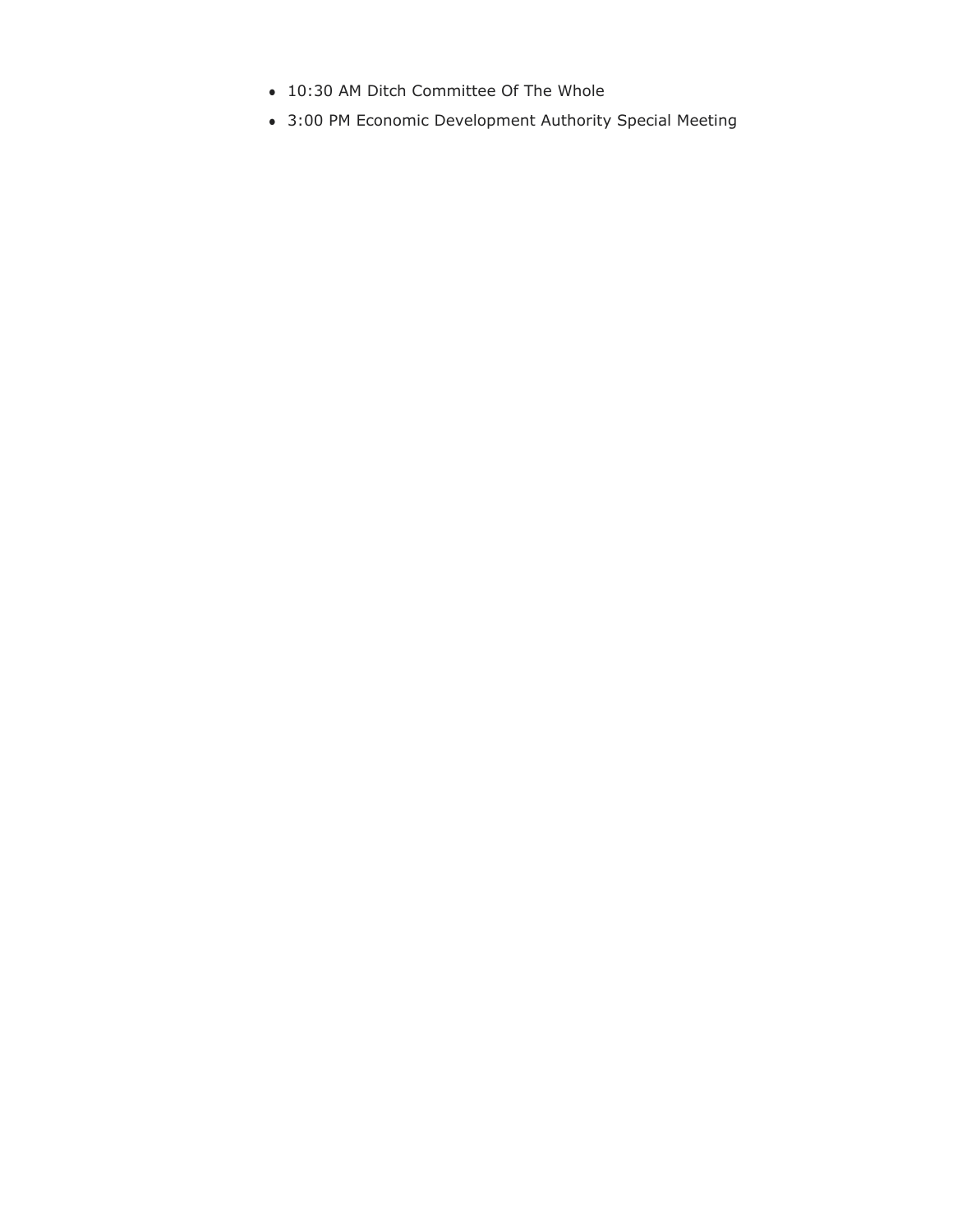- 10:30 AM Ditch Committee Of The Whole
- 3:00 PM Economic Development Authority Special Meeting